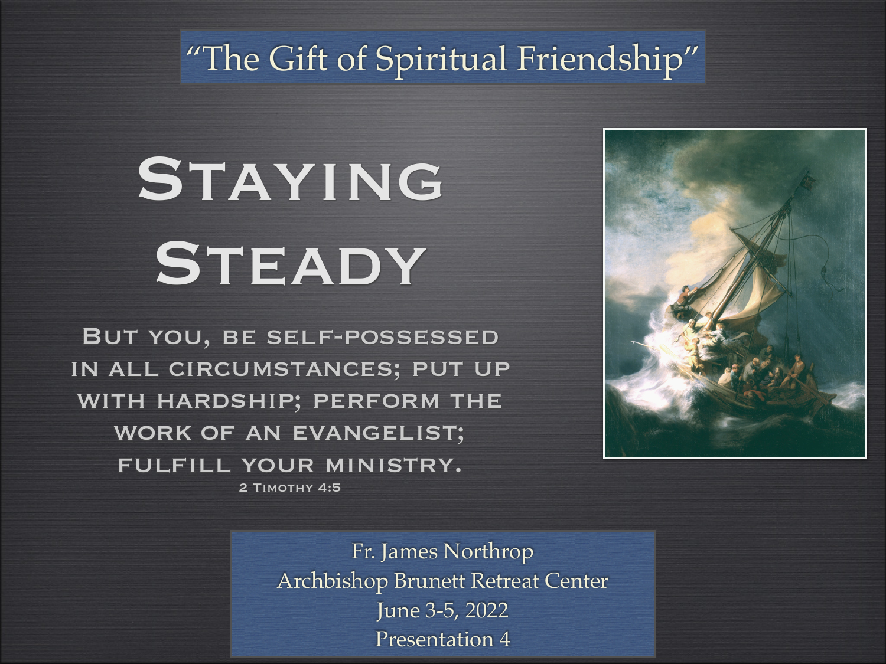"The Gift of Spiritual Friendship"

# Staying Steady

But you, be self-possessed in all circumstances; put up with hardship; perform the work of an evangelist; fulfill your ministry.

2 Timothy 4:5

Fr. James Northrop
Archbishop Brunett Retreat Center
June 3-5, 2022
Presentation 4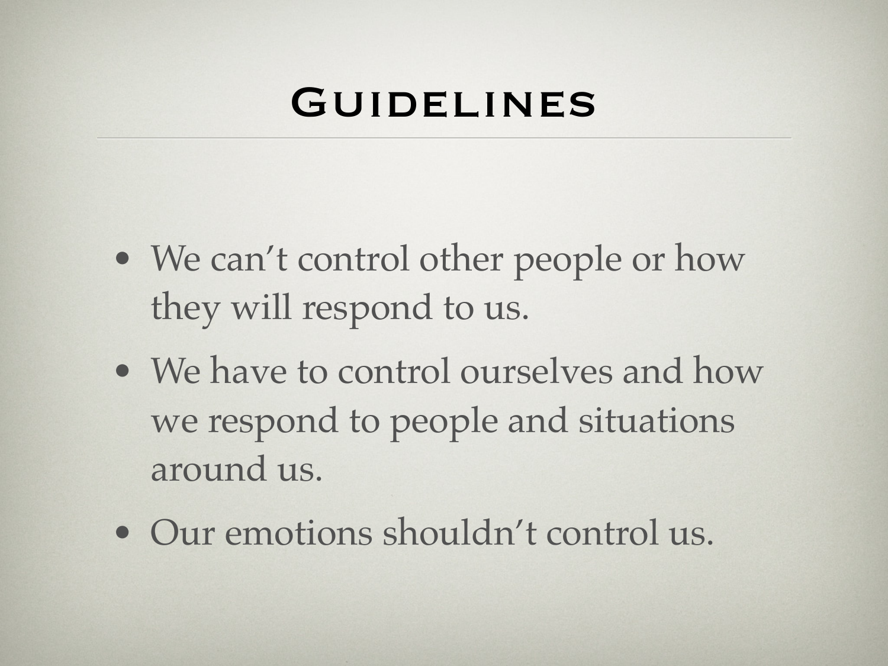# Guidelines

- We can’t control other people or how they will respond to us.
- We have to control ourselves and how we respond to people and situations around us.
- Our emotions shouldn’t control us.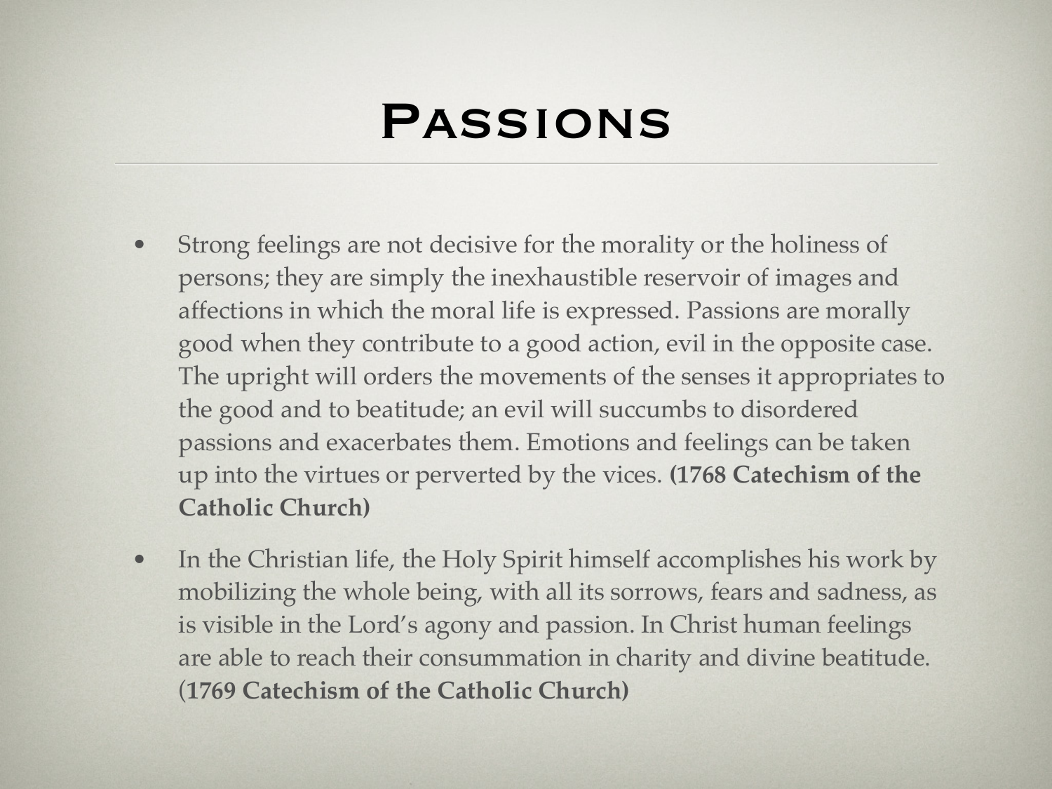# Passions

- Strong feelings are not decisive for the morality or the holiness of persons; they are simply the inexhaustible reservoir of images and affections in which the moral life is expressed. Passions are morally good when they contribute to a good action, evil in the opposite case. The upright will orders the movements of the senses it appropriates to the good and to beatitude; an evil will succumbs to disordered passions and exacerbates them. Emotions and feelings can be taken up into the virtues or perverted by the vices. **(1768 Catechism of the Catholic Church)**
- In the Christian life, the Holy Spirit himself accomplishes his work by mobilizing the whole being, with all its sorrows, fears and sadness, as is visible in the Lord's agony and passion. In Christ human feelings are able to reach their consummation in charity and divine beatitude. (**1769 Catechism of the Catholic Church)**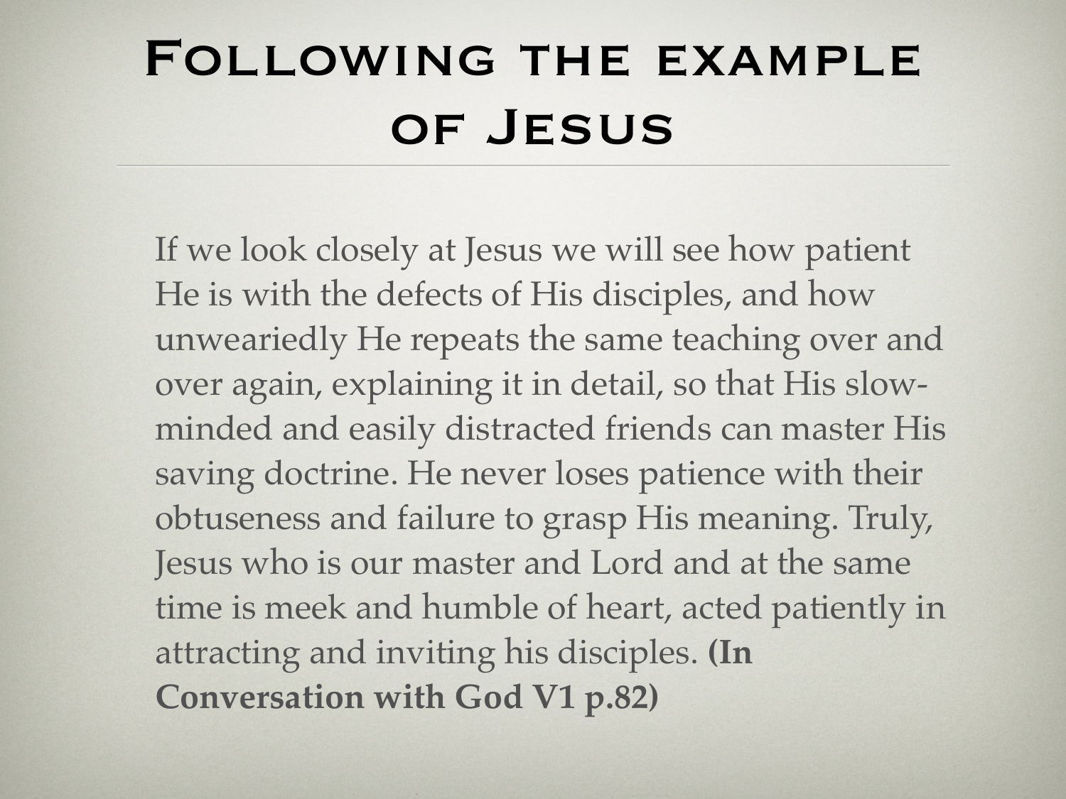# Following the example of Jesus

If we look closely at Jesus we will see how patient He is with the defects of His disciples, and how unweariedly He repeats the same teaching over and over again, explaining it in detail, so that His slow-minded and easily distracted friends can master His saving doctrine. He never loses patience with their obtuseness and failure to grasp His meaning. Truly, Jesus who is our master and Lord and at the same time is meek and humble of heart, acted patiently in attracting and inviting his disciples. **(In Conversation with God V1 p.82)**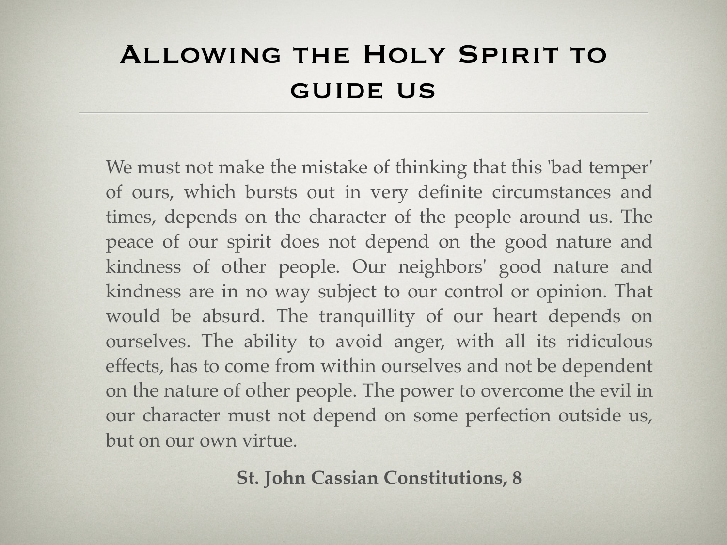# Allowing the Holy Spirit to guide us

We must not make the mistake of thinking that this 'bad temper' of ours, which bursts out in very definite circumstances and times, depends on the character of the people around us. The peace of our spirit does not depend on the good nature and kindness of other people. Our neighbors' good nature and kindness are in no way subject to our control or opinion. That would be absurd. The tranquillity of our heart depends on ourselves. The ability to avoid anger, with all its ridiculous effects, has to come from within ourselves and not be dependent on the nature of other people. The power to overcome the evil in our character must not depend on some perfection outside us, but on our own virtue.

**St. John Cassian Constitutions, 8**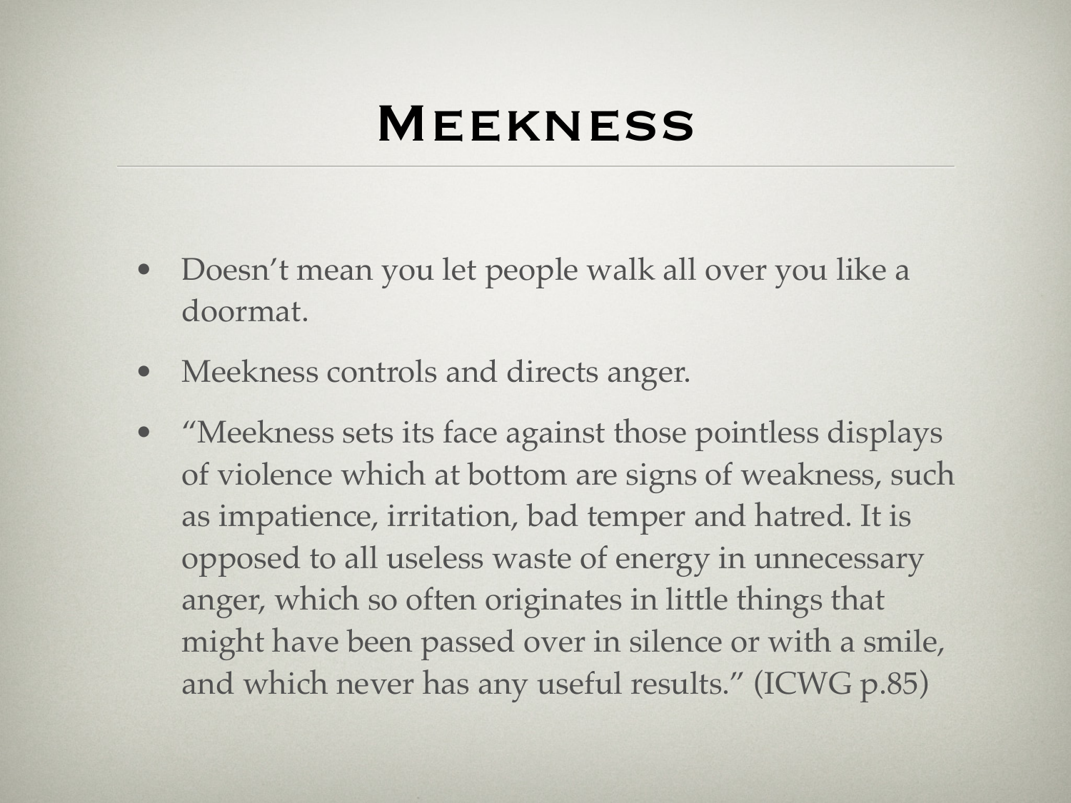# Meekness

- Doesn't mean you let people walk all over you like a doormat.
- Meekness controls and directs anger.
- "Meekness sets its face against those pointless displays of violence which at bottom are signs of weakness, such as impatience, irritation, bad temper and hatred. It is opposed to all useless waste of energy in unnecessary anger, which so often originates in little things that might have been passed over in silence or with a smile, and which never has any useful results." (ICWG p.85)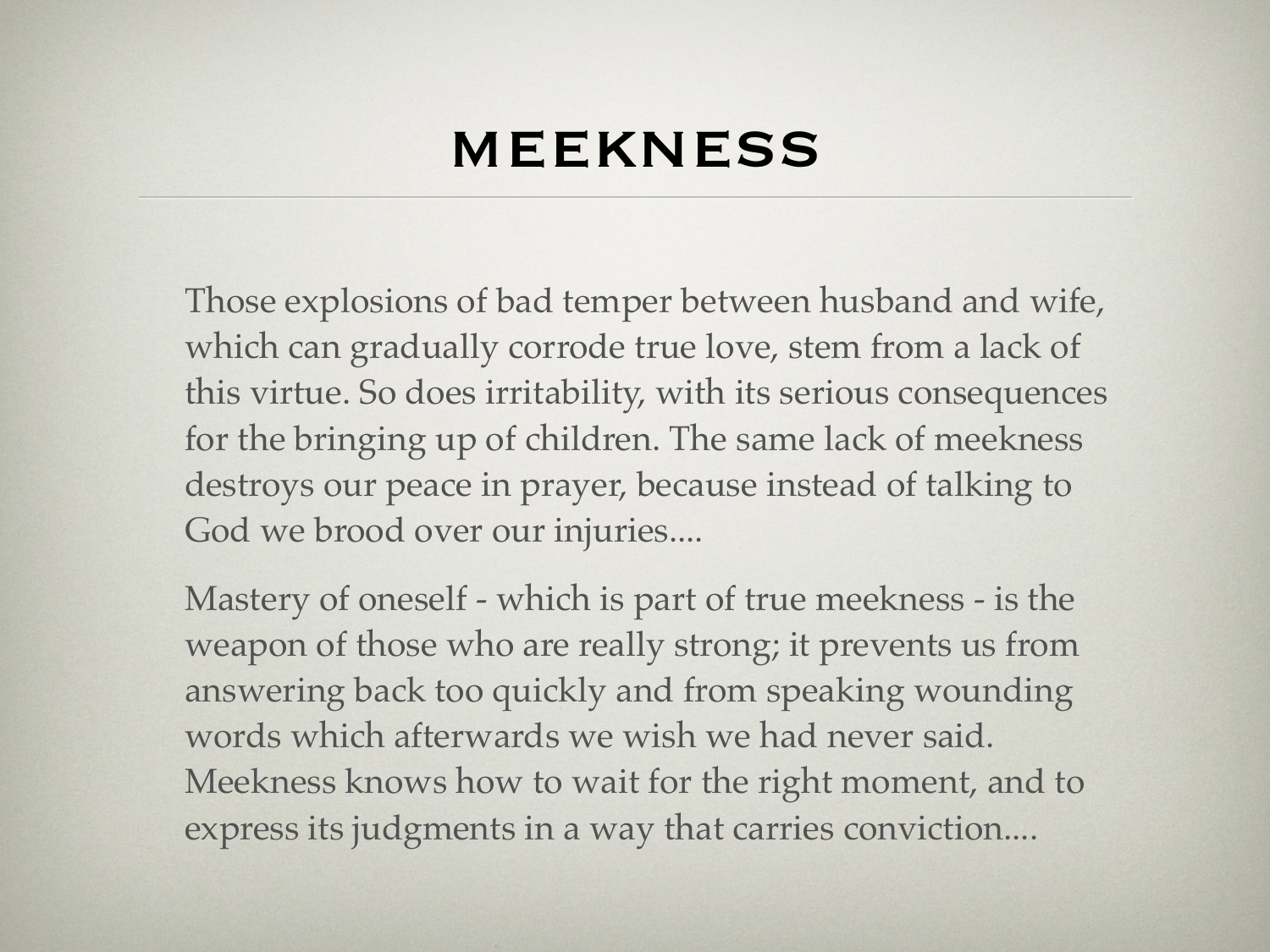# MEEKNESS

Those explosions of bad temper between husband and wife, which can gradually corrode true love, stem from a lack of this virtue. So does irritability, with its serious consequences for the bringing up of children. The same lack of meekness destroys our peace in prayer, because instead of talking to God we brood over our injuries....

Mastery of oneself - which is part of true meekness - is the weapon of those who are really strong; it prevents us from answering back too quickly and from speaking wounding words which afterwards we wish we had never said. Meekness knows how to wait for the right moment, and to express its judgments in a way that carries conviction....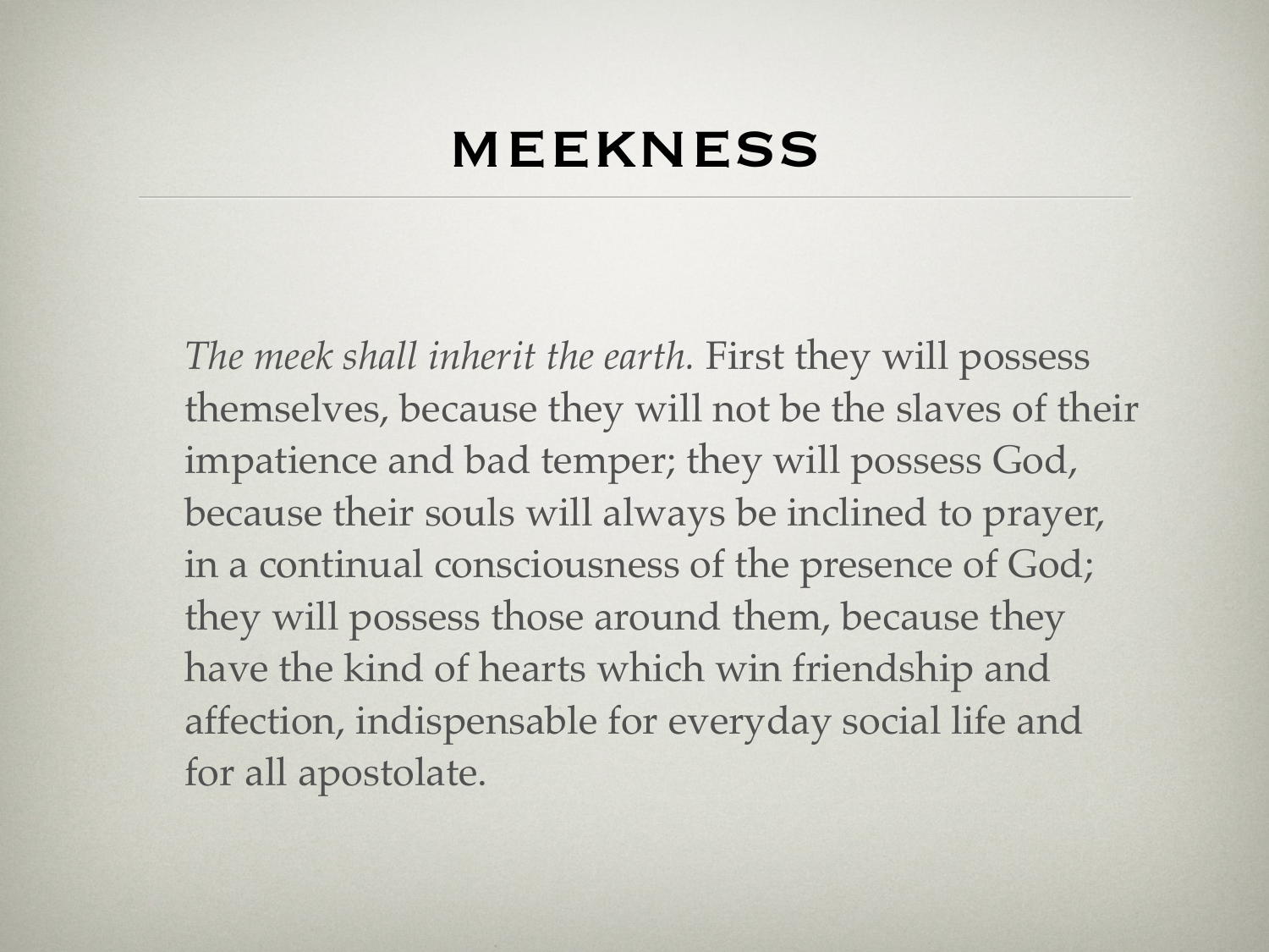# MEEKNESS

*The meek shall inherit the earth.* First they will possess themselves, because they will not be the slaves of their impatience and bad temper; they will possess God, because their souls will always be inclined to prayer, in a continual consciousness of the presence of God; they will possess those around them, because they have the kind of hearts which win friendship and affection, indispensable for everyday social life and for all apostolate.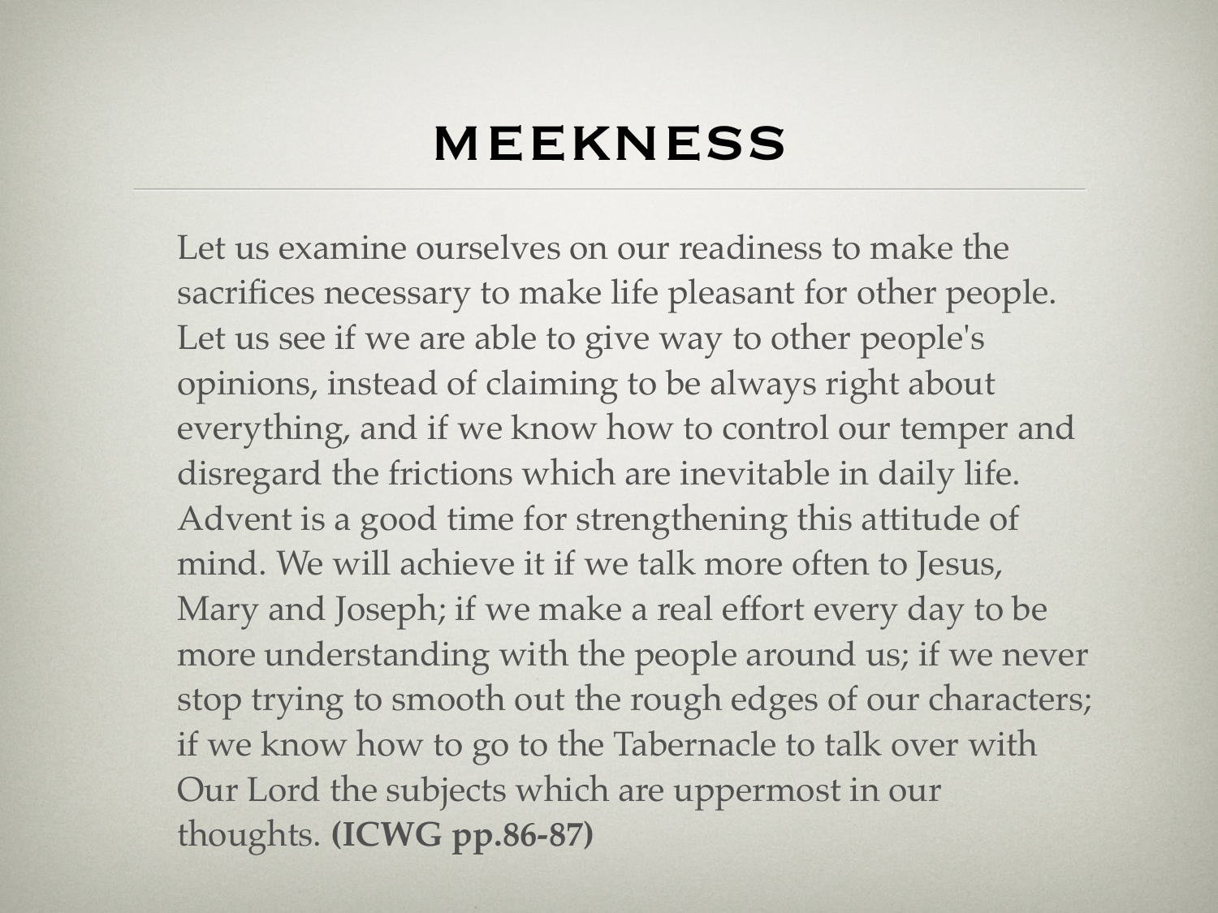# MEEKNESS

Let us examine ourselves on our readiness to make the sacrifices necessary to make life pleasant for other people. Let us see if we are able to give way to other people's opinions, instead of claiming to be always right about everything, and if we know how to control our temper and disregard the frictions which are inevitable in daily life. Advent is a good time for strengthening this attitude of mind. We will achieve it if we talk more often to Jesus, Mary and Joseph; if we make a real effort every day to be more understanding with the people around us; if we never stop trying to smooth out the rough edges of our characters; if we know how to go to the Tabernacle to talk over with Our Lord the subjects which are uppermost in our thoughts. **(ICWG pp.86-87)**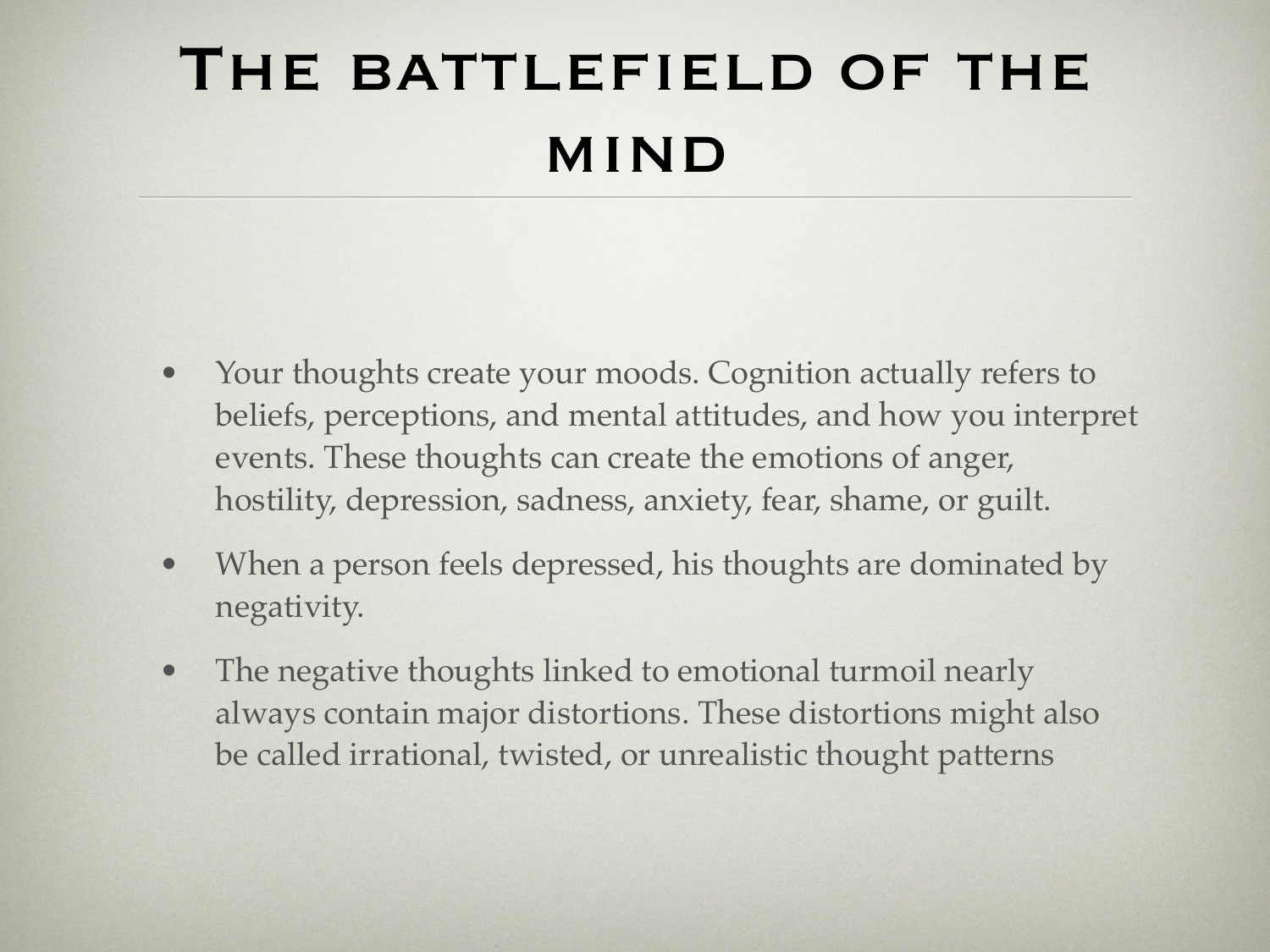# The battlefield of the mind

- Your thoughts create your moods. Cognition actually refers to beliefs, perceptions, and mental attitudes, and how you interpret events. These thoughts can create the emotions of anger, hostility, depression, sadness, anxiety, fear, shame, or guilt.
- When a person feels depressed, his thoughts are dominated by negativity.
- The negative thoughts linked to emotional turmoil nearly always contain major distortions. These distortions might also be called irrational, twisted, or unrealistic thought patterns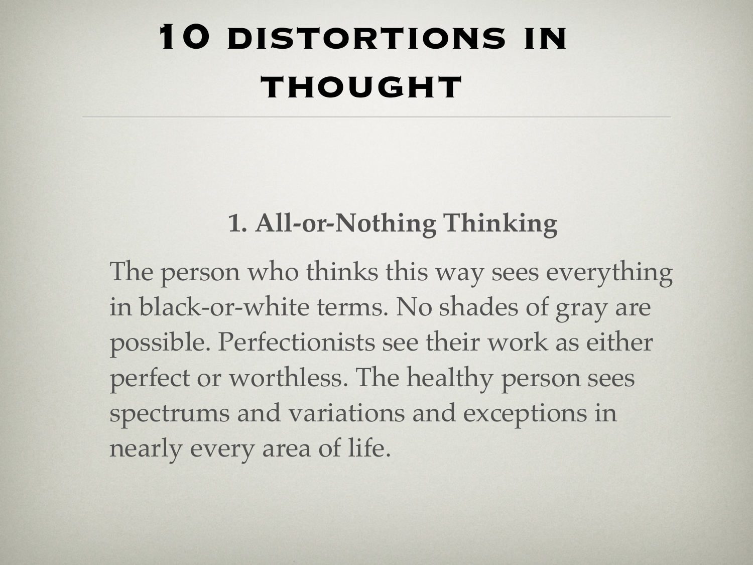# 10 DISTORTIONS IN THOUGHT

### 1. All-or-Nothing Thinking

The person who thinks this way sees everything in black-or-white terms. No shades of gray are possible. Perfectionists see their work as either perfect or worthless. The healthy person sees spectrums and variations and exceptions in nearly every area of life.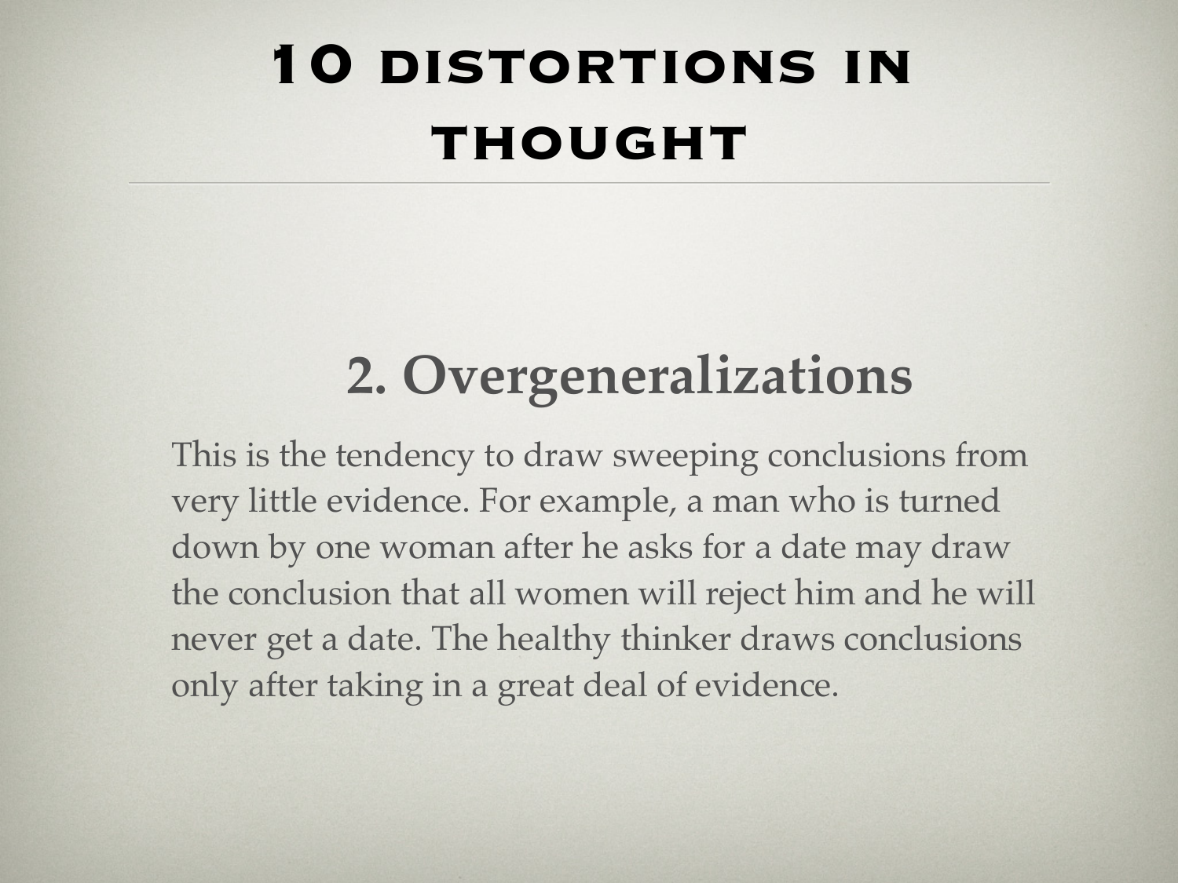# 10 distortions in thought

## 2. Overgeneralizations

This is the tendency to draw sweeping conclusions from very little evidence. For example, a man who is turned down by one woman after he asks for a date may draw the conclusion that all women will reject him and he will never get a date. The healthy thinker draws conclusions only after taking in a great deal of evidence.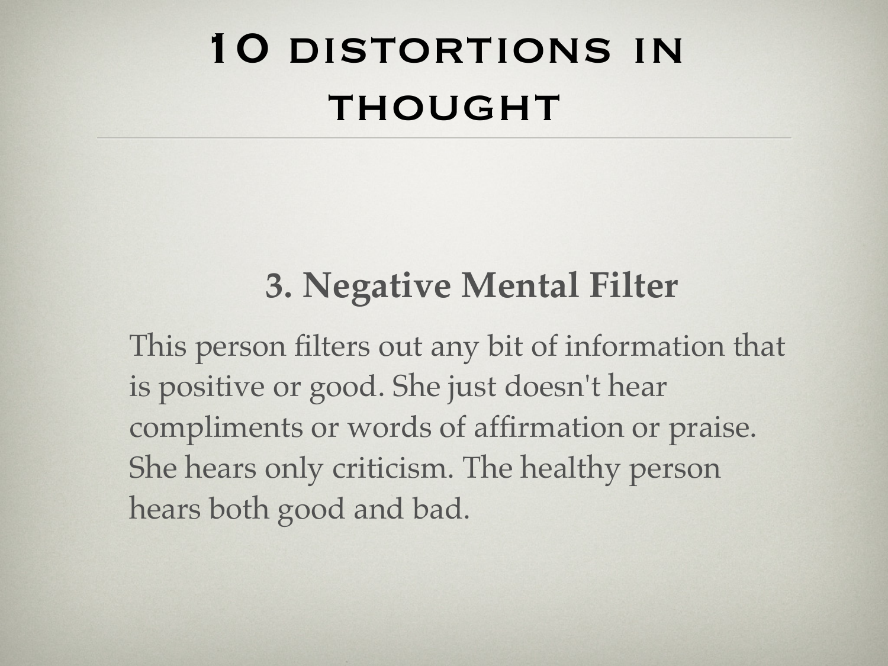# 10 distortions in thought

## 3. Negative Mental Filter

This person filters out any bit of information that is positive or good. She just doesn't hear compliments or words of affirmation or praise. She hears only criticism. The healthy person hears both good and bad.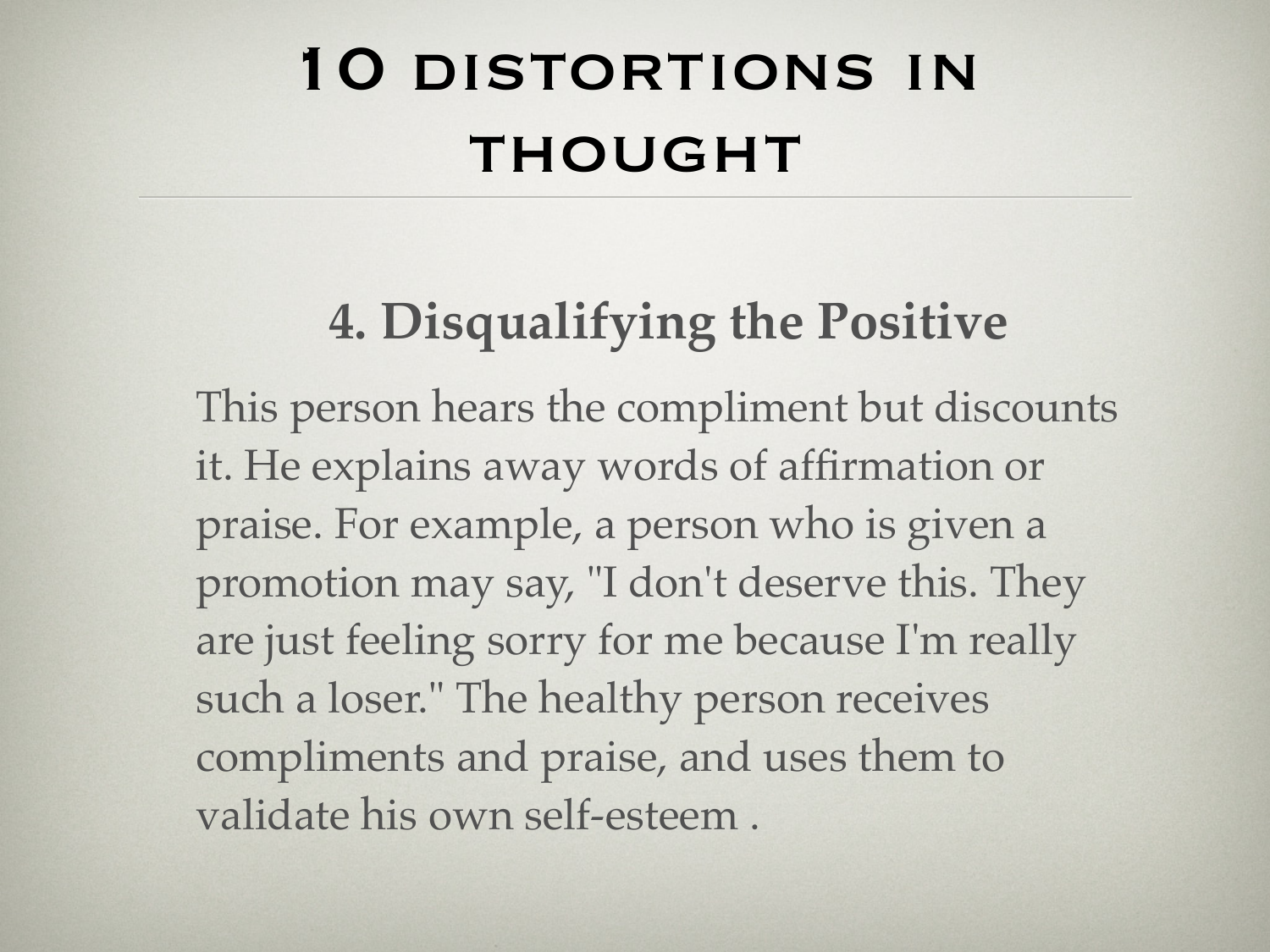# 10 DISTORTIONS IN THOUGHT

## 4. Disqualifying the Positive

This person hears the compliment but discounts it. He explains away words of affirmation or praise. For example, a person who is given a promotion may say, "I don't deserve this. They are just feeling sorry for me because I'm really such a loser." The healthy person receives compliments and praise, and uses them to validate his own self-esteem .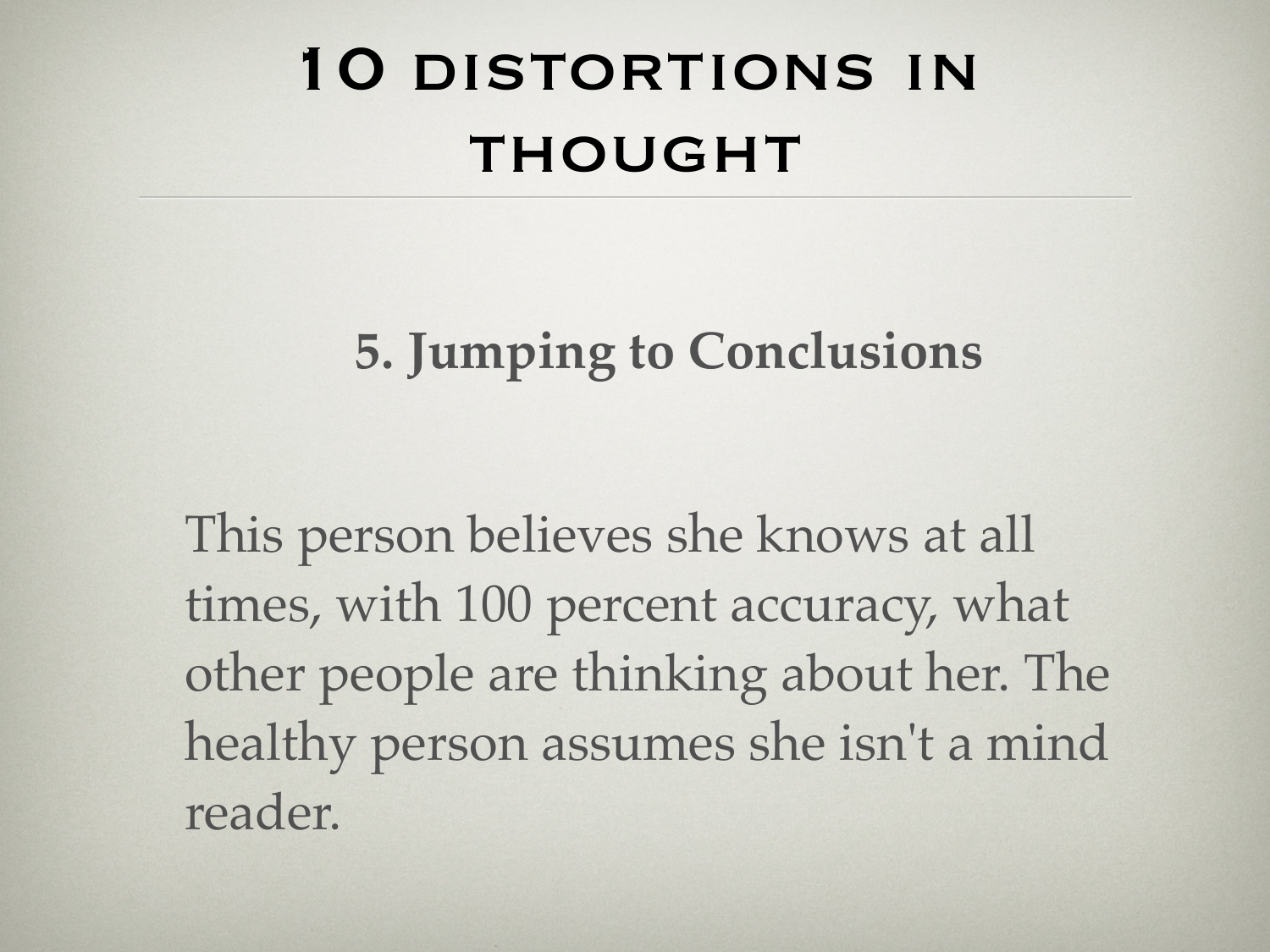# 10 distortions in thought

## 5. Jumping to Conclusions

This person believes she knows at all times, with 100 percent accuracy, what other people are thinking about her. The healthy person assumes she isn't a mind reader.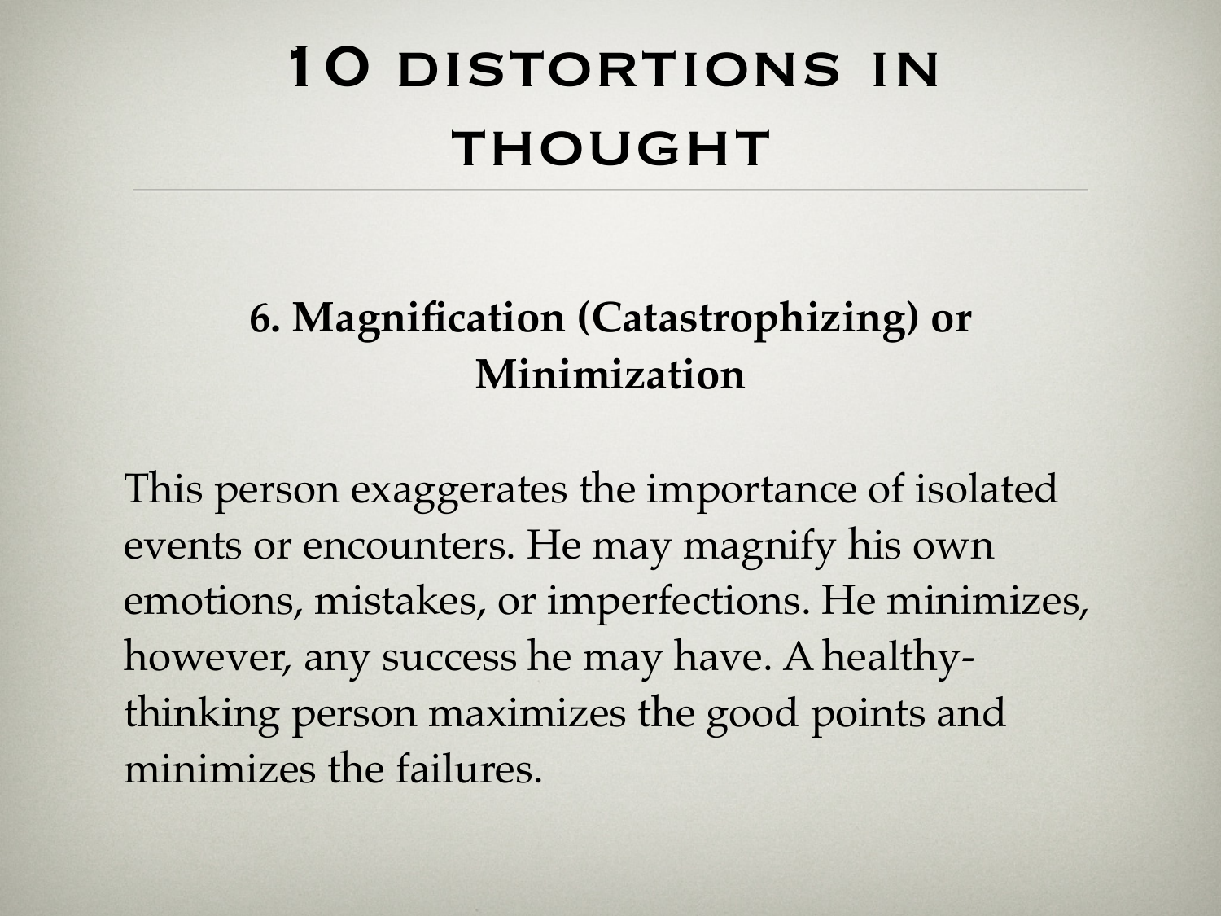# 10 distortions in thought

### 6. Magnification (Catastrophizing) or Minimization

This person exaggerates the importance of isolated events or encounters. He may magnify his own emotions, mistakes, or imperfections. He minimizes, however, any success he may have. A healthy-thinking person maximizes the good points and minimizes the failures.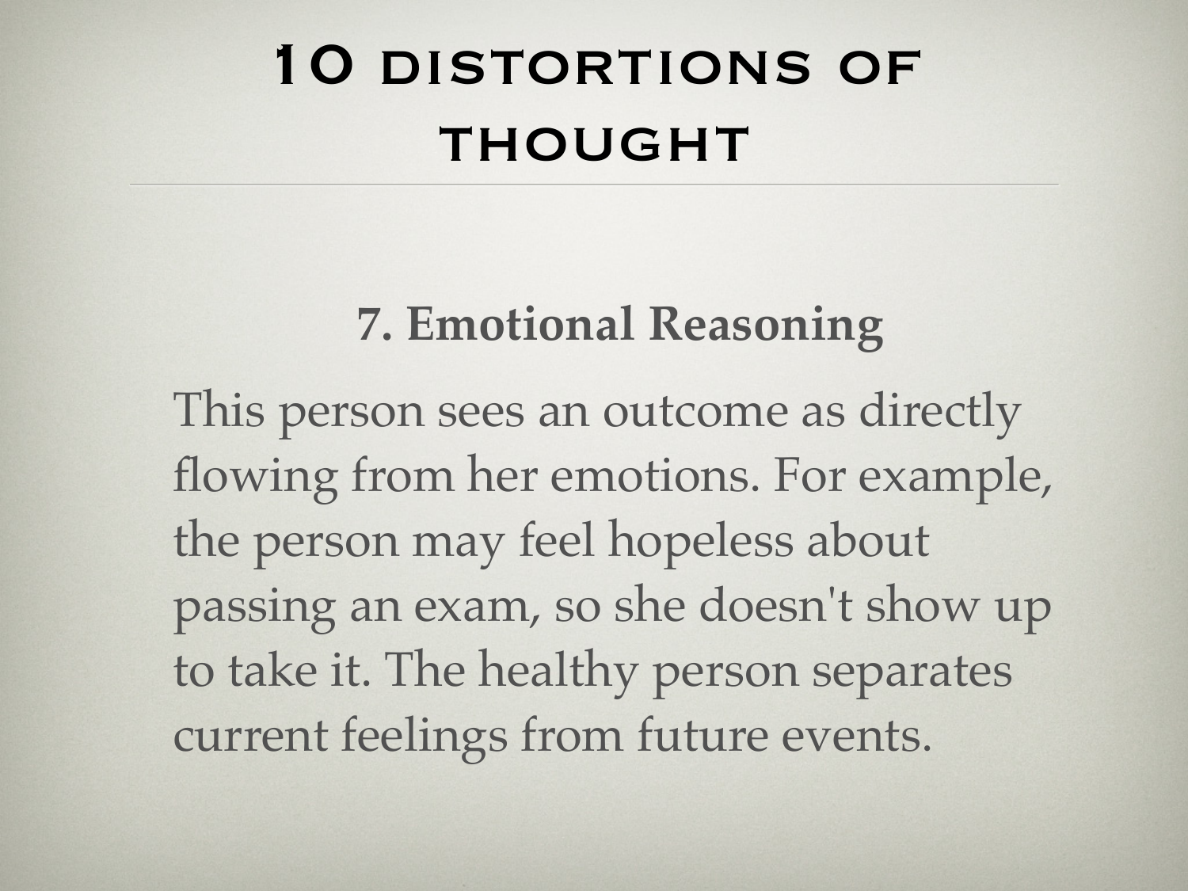# 10 distortions of thought

## 7. Emotional Reasoning

This person sees an outcome as directly flowing from her emotions. For example, the person may feel hopeless about passing an exam, so she doesn't show up to take it. The healthy person separates current feelings from future events.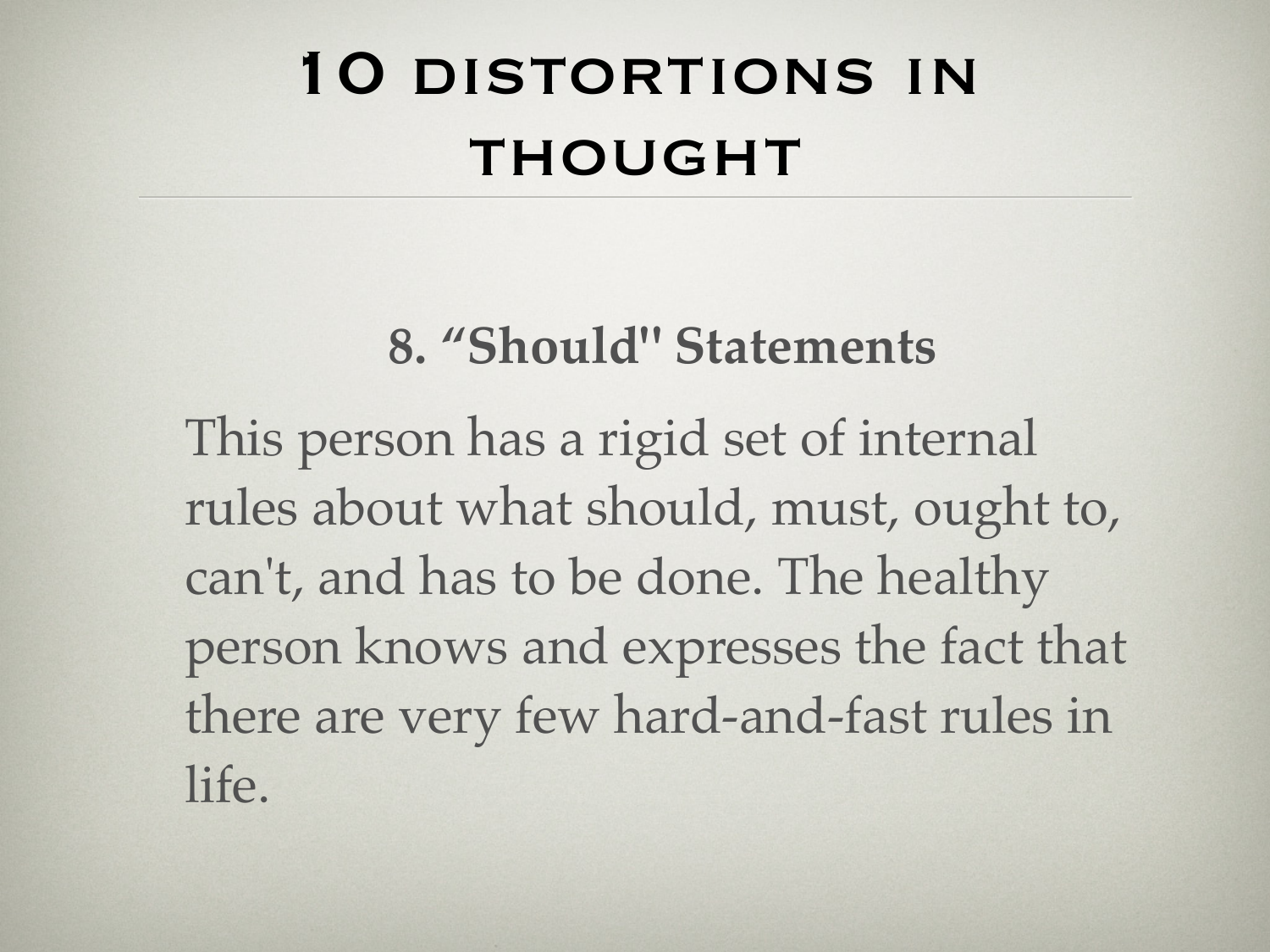# 10 distortions in thought

**8. “Should" Statements**

This person has a rigid set of internal rules about what should, must, ought to, can't, and has to be done. The healthy person knows and expresses the fact that there are very few hard-and-fast rules in life.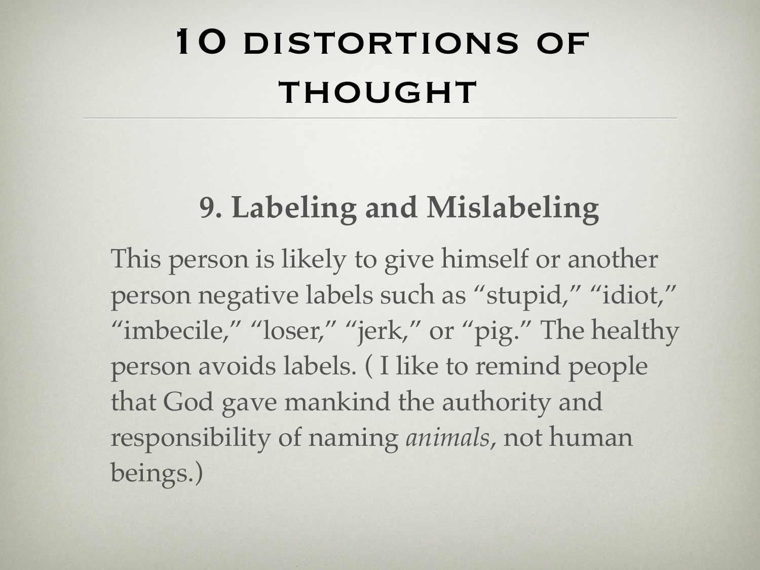# 10 DISTORTIONS OF THOUGHT

## 9. Labeling and Mislabeling

This person is likely to give himself or another person negative labels such as “stupid,” “idiot,” “imbecile,” “loser,” “jerk,” or “pig.” The healthy person avoids labels. ( I like to remind people that God gave mankind the authority and responsibility of naming *animals*, not human beings.)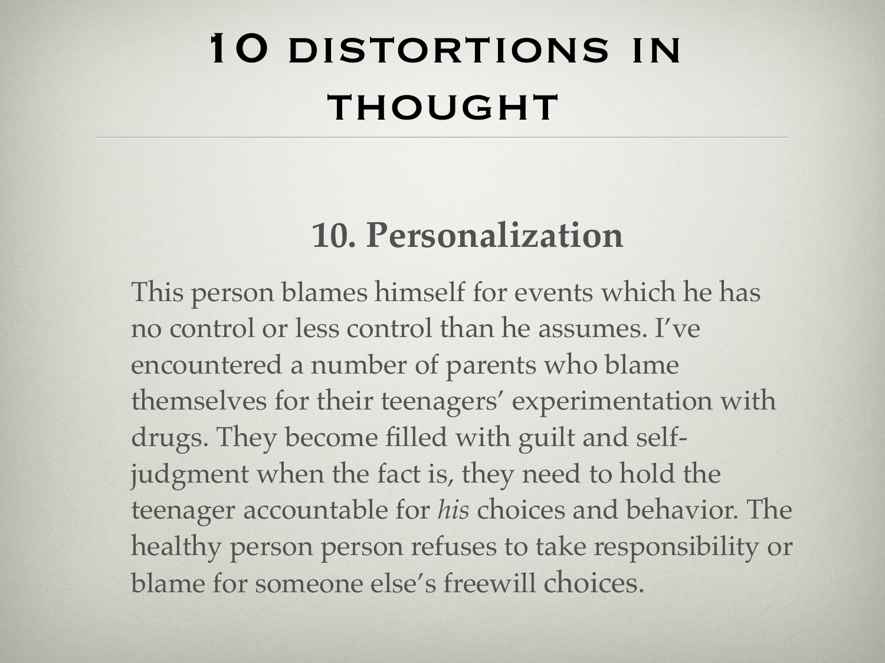# 10 DISTORTIONS IN THOUGHT

## 10. Personalization

This person blames himself for events which he has no control or less control than he assumes. I've encountered a number of parents who blame themselves for their teenagers' experimentation with drugs. They become filled with guilt and self-judgment when the fact is, they need to hold the teenager accountable for *his* choices and behavior. The healthy person person refuses to take responsibility or blame for someone else's freewill choices.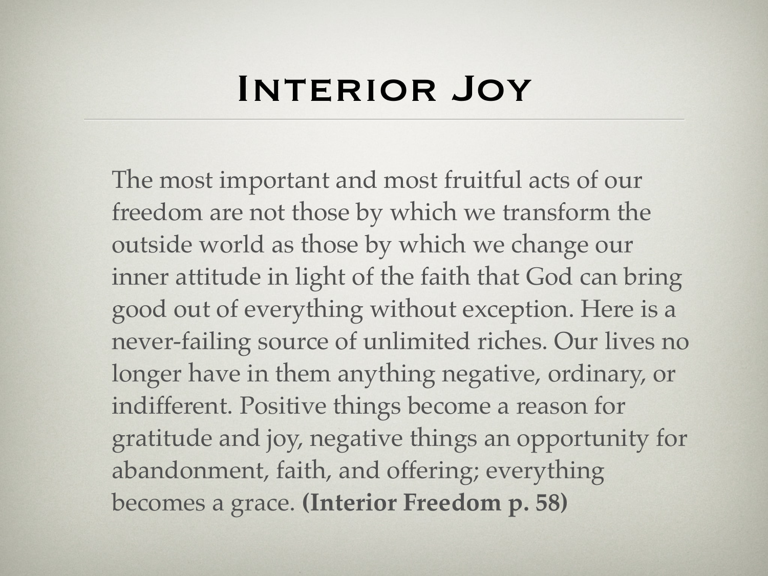# Interior Joy

The most important and most fruitful acts of our freedom are not those by which we transform the outside world as those by which we change our inner attitude in light of the faith that God can bring good out of everything without exception. Here is a never-failing source of unlimited riches. Our lives no longer have in them anything negative, ordinary, or indifferent. Positive things become a reason for gratitude and joy, negative things an opportunity for abandonment, faith, and offering; everything becomes a grace. **(Interior Freedom p. 58)**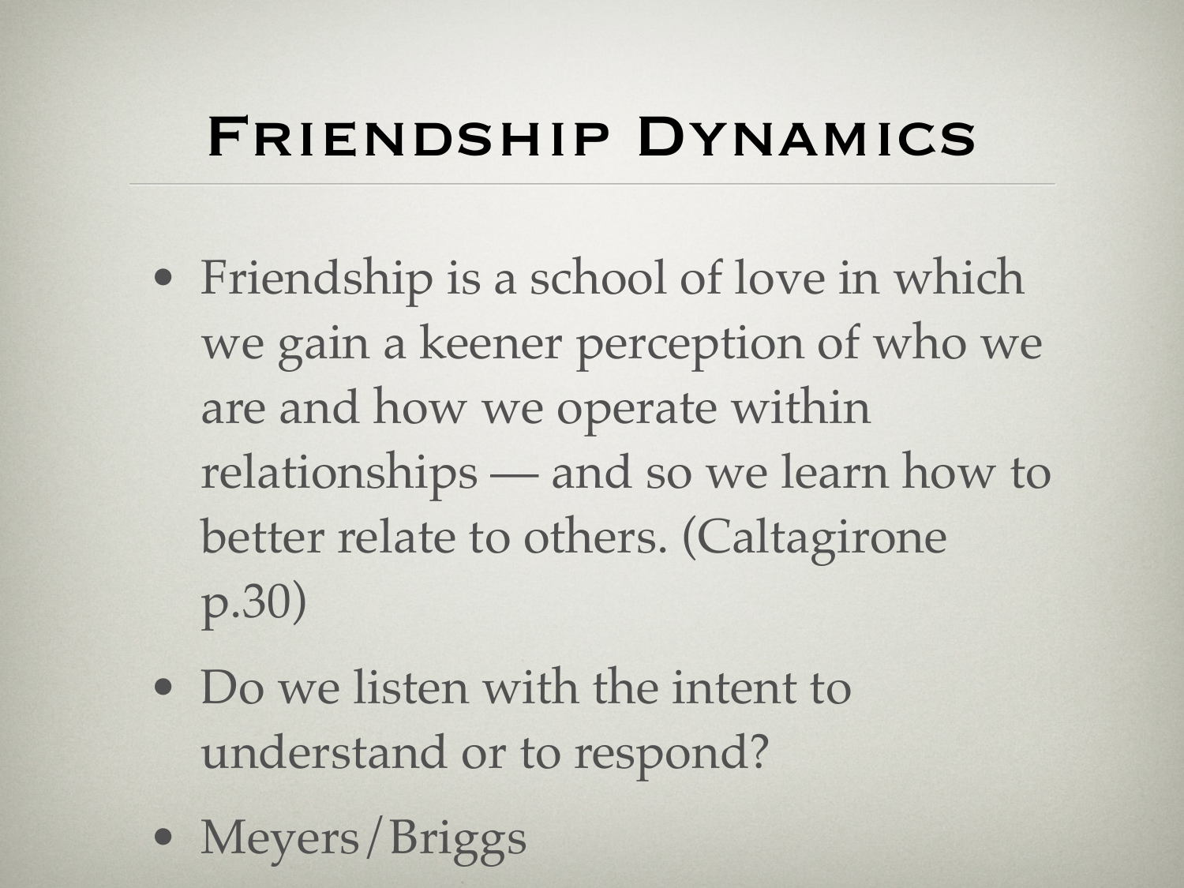# Friendship Dynamics

- Friendship is a school of love in which we gain a keener perception of who we are and how we operate within relationships — and so we learn how to better relate to others. (Caltagirone p.30)
- Do we listen with the intent to understand or to respond?
- Meyers/Briggs